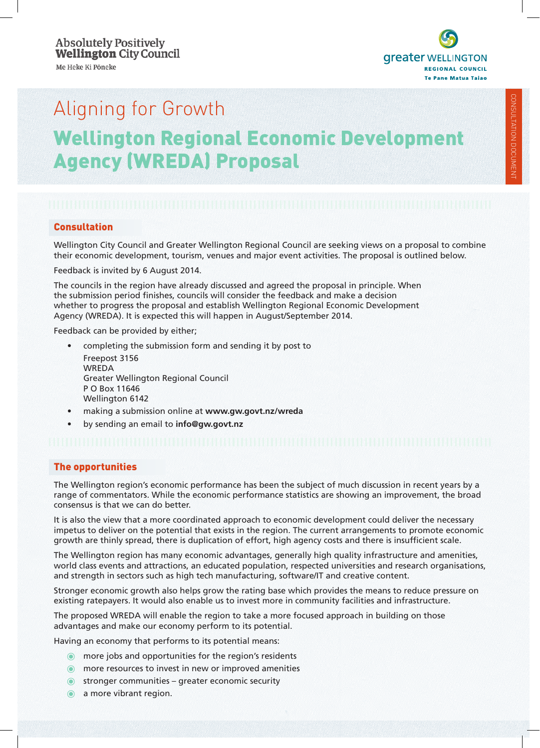Absolutely Positively **Wellington** City Council
Me Heke Ki Pōneke

greater WELLINGTON
REGIONAL COUNCIL
Te Pane Matua Taiao

CONSULTATION DOCUMENT

# Aligning for Growth

# Wellington Regional Economic Development Agency (WREDA) Proposal

## Consultation

Wellington City Council and Greater Wellington Regional Council are seeking views on a proposal to combine their economic development, tourism, venues and major event activities. The proposal is outlined below.

Feedback is invited by 6 August 2014.

The councils in the region have already discussed and agreed the proposal in principle. When the submission period finishes, councils will consider the feedback and make a decision whether to progress the proposal and establish Wellington Regional Economic Development Agency (WREDA). It is expected this will happen in August/September 2014.

Feedback can be provided by either;

- completing the submission form and sending it by post to
  Freepost 3156
  WREDA
  Greater Wellington Regional Council
  P O Box 11646
  Wellington 6142
- making a submission online at **www.gw.govt.nz/wreda**
- by sending an email to **info@gw.govt.nz**

## The opportunities

The Wellington region's economic performance has been the subject of much discussion in recent years by a range of commentators. While the economic performance statistics are showing an improvement, the broad consensus is that we can do better.

It is also the view that a more coordinated approach to economic development could deliver the necessary impetus to deliver on the potential that exists in the region. The current arrangements to promote economic growth are thinly spread, there is duplication of effort, high agency costs and there is insufficient scale.

The Wellington region has many economic advantages, generally high quality infrastructure and amenities, world class events and attractions, an educated population, respected universities and research organisations, and strength in sectors such as high tech manufacturing, software/IT and creative content.

Stronger economic growth also helps grow the rating base which provides the means to reduce pressure on existing ratepayers. It would also enable us to invest more in community facilities and infrastructure.

The proposed WREDA will enable the region to take a more focused approach in building on those advantages and make our economy perform to its potential.

Having an economy that performs to its potential means:

- more jobs and opportunities for the region's residents
- more resources to invest in new or improved amenities
- stronger communities – greater economic security
- a more vibrant region.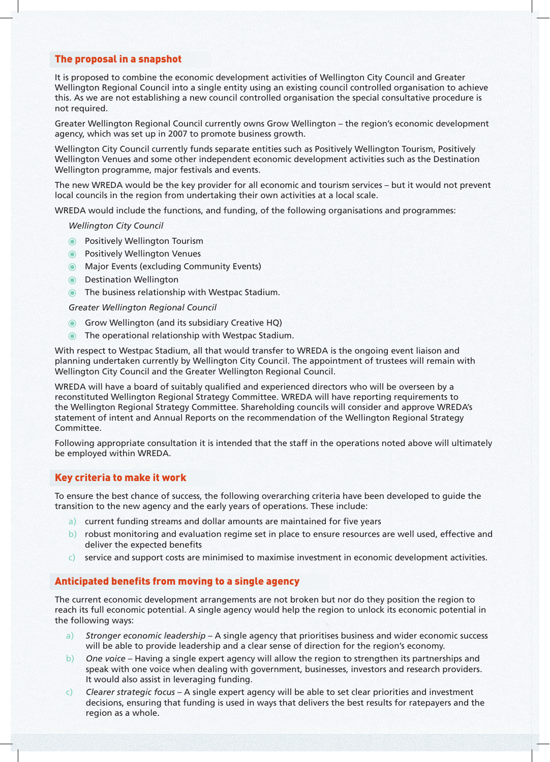## The proposal in a snapshot

It is proposed to combine the economic development activities of Wellington City Council and Greater Wellington Regional Council into a single entity using an existing council controlled organisation to achieve this. As we are not establishing a new council controlled organisation the special consultative procedure is not required.

Greater Wellington Regional Council currently owns Grow Wellington – the region's economic development agency, which was set up in 2007 to promote business growth.

Wellington City Council currently funds separate entities such as Positively Wellington Tourism, Positively Wellington Venues and some other independent economic development activities such as the Destination Wellington programme, major festivals and events.

The new WREDA would be the key provider for all economic and tourism services – but it would not prevent local councils in the region from undertaking their own activities at a local scale.

WREDA would include the functions, and funding, of the following organisations and programmes:

*Wellington City Council*

- Positively Wellington Tourism
- Positively Wellington Venues
- Major Events (excluding Community Events)
- Destination Wellington
- The business relationship with Westpac Stadium.

*Greater Wellington Regional Council*

- Grow Wellington (and its subsidiary Creative HQ)
- The operational relationship with Westpac Stadium.

With respect to Westpac Stadium, all that would transfer to WREDA is the ongoing event liaison and planning undertaken currently by Wellington City Council. The appointment of trustees will remain with Wellington City Council and the Greater Wellington Regional Council.

WREDA will have a board of suitably qualified and experienced directors who will be overseen by a reconstituted Wellington Regional Strategy Committee. WREDA will have reporting requirements to the Wellington Regional Strategy Committee. Shareholding councils will consider and approve WREDA's statement of intent and Annual Reports on the recommendation of the Wellington Regional Strategy Committee.

Following appropriate consultation it is intended that the staff in the operations noted above will ultimately be employed within WREDA.

## Key criteria to make it work

To ensure the best chance of success, the following overarching criteria have been developed to guide the transition to the new agency and the early years of operations. These include:

a) current funding streams and dollar amounts are maintained for five years
b) robust monitoring and evaluation regime set in place to ensure resources are well used, effective and deliver the expected benefits
c) service and support costs are minimised to maximise investment in economic development activities.

## Anticipated benefits from moving to a single agency

The current economic development arrangements are not broken but nor do they position the region to reach its full economic potential. A single agency would help the region to unlock its economic potential in the following ways:

a) *Stronger economic leadership* – A single agency that prioritises business and wider economic success will be able to provide leadership and a clear sense of direction for the region's economy.
b) *One voice* – Having a single expert agency will allow the region to strengthen its partnerships and speak with one voice when dealing with government, businesses, investors and research providers. It would also assist in leveraging funding.
c) *Clearer strategic focus* – A single expert agency will be able to set clear priorities and investment decisions, ensuring that funding is used in ways that delivers the best results for ratepayers and the region as a whole.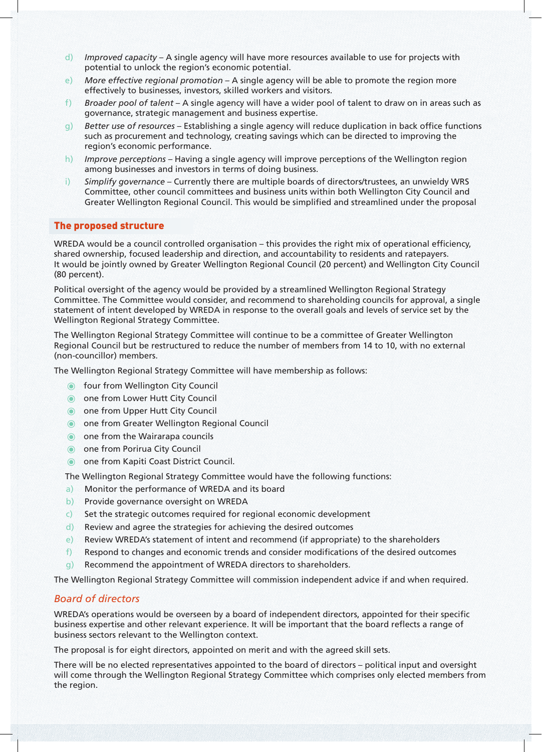d) *Improved capacity* – A single agency will have more resources available to use for projects with potential to unlock the region's economic potential.

e) *More effective regional promotion* – A single agency will be able to promote the region more effectively to businesses, investors, skilled workers and visitors.

f) *Broader pool of talent* – A single agency will have a wider pool of talent to draw on in areas such as governance, strategic management and business expertise.

g) *Better use of resources* – Establishing a single agency will reduce duplication in back office functions such as procurement and technology, creating savings which can be directed to improving the region's economic performance.

h) *Improve perceptions* – Having a single agency will improve perceptions of the Wellington region among businesses and investors in terms of doing business.

i) *Simplify governance* – Currently there are multiple boards of directors/trustees, an unwieldy WRS Committee, other council committees and business units within both Wellington City Council and Greater Wellington Regional Council. This would be simplified and streamlined under the proposal

## The proposed structure

WREDA would be a council controlled organisation – this provides the right mix of operational efficiency, shared ownership, focused leadership and direction, and accountability to residents and ratepayers. It would be jointly owned by Greater Wellington Regional Council (20 percent) and Wellington City Council (80 percent).

Political oversight of the agency would be provided by a streamlined Wellington Regional Strategy Committee. The Committee would consider, and recommend to shareholding councils for approval, a single statement of intent developed by WREDA in response to the overall goals and levels of service set by the Wellington Regional Strategy Committee.

The Wellington Regional Strategy Committee will continue to be a committee of Greater Wellington Regional Council but be restructured to reduce the number of members from 14 to 10, with no external (non-councillor) members.

The Wellington Regional Strategy Committee will have membership as follows:

- four from Wellington City Council
- one from Lower Hutt City Council
- one from Upper Hutt City Council
- one from Greater Wellington Regional Council
- one from the Wairarapa councils
- one from Porirua City Council
- one from Kapiti Coast District Council.

The Wellington Regional Strategy Committee would have the following functions:

a) Monitor the performance of WREDA and its board

b) Provide governance oversight on WREDA

c) Set the strategic outcomes required for regional economic development

d) Review and agree the strategies for achieving the desired outcomes

e) Review WREDA's statement of intent and recommend (if appropriate) to the shareholders

f) Respond to changes and economic trends and consider modifications of the desired outcomes

g) Recommend the appointment of WREDA directors to shareholders.

The Wellington Regional Strategy Committee will commission independent advice if and when required.

### *Board of directors*

WREDA's operations would be overseen by a board of independent directors, appointed for their specific business expertise and other relevant experience. It will be important that the board reflects a range of business sectors relevant to the Wellington context.

The proposal is for eight directors, appointed on merit and with the agreed skill sets.

There will be no elected representatives appointed to the board of directors – political input and oversight will come through the Wellington Regional Strategy Committee which comprises only elected members from the region.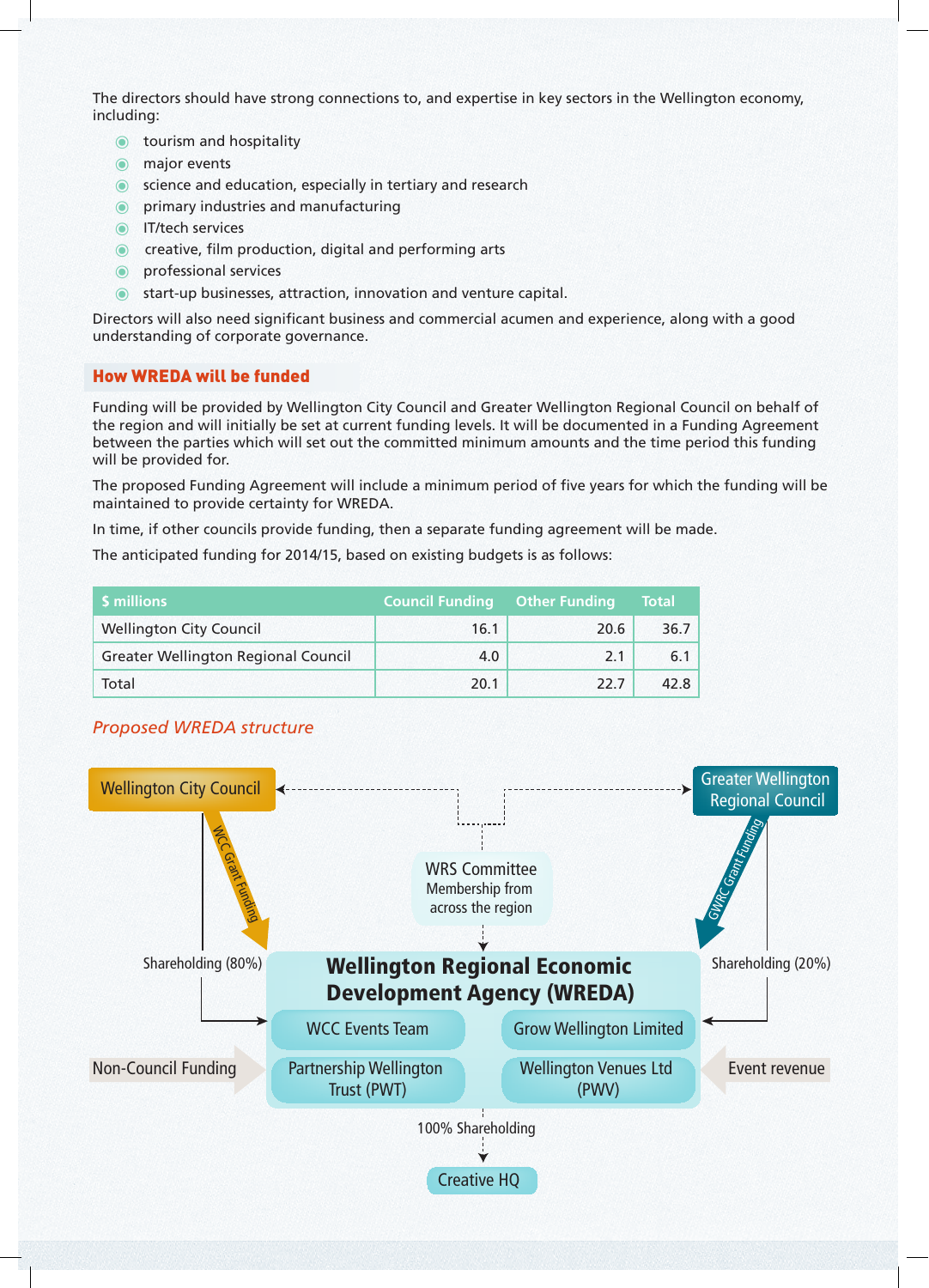The directors should have strong connections to, and expertise in key sectors in the Wellington economy, including:

- tourism and hospitality
- major events
- science and education, especially in tertiary and research
- primary industries and manufacturing
- IT/tech services
- creative, film production, digital and performing arts
- professional services
- start-up businesses, attraction, innovation and venture capital.

Directors will also need significant business and commercial acumen and experience, along with a good understanding of corporate governance.

## How WREDA will be funded

Funding will be provided by Wellington City Council and Greater Wellington Regional Council on behalf of the region and will initially be set at current funding levels. It will be documented in a Funding Agreement between the parties which will set out the committed minimum amounts and the time period this funding will be provided for.

The proposed Funding Agreement will include a minimum period of five years for which the funding will be maintained to provide certainty for WREDA.

In time, if other councils provide funding, then a separate funding agreement will be made.

The anticipated funding for 2014/15, based on existing budgets is as follows:

| $ millions | Council Funding | Other Funding | Total |
|---|---|---|---|
| Wellington City Council | 16.1 | 20.6 | 36.7 |
| Greater Wellington Regional Council | 4.0 | 2.1 | 6.1 |
| Total | 20.1 | 22.7 | 42.8 |

*Proposed WREDA structure*

Wellington City Council

Greater Wellington Regional Council

WCC Grant Funding

GWRC Grant Funding

WRS Committee
Membership from across the region

Shareholding (80%)

Shareholding (20%)

Wellington Regional Economic Development Agency (WREDA)

WCC Events Team

Grow Wellington Limited

Partnership Wellington Trust (PWT)

Wellington Venues Ltd (PWV)

Non-Council Funding

Event revenue

100% Shareholding

Creative HQ